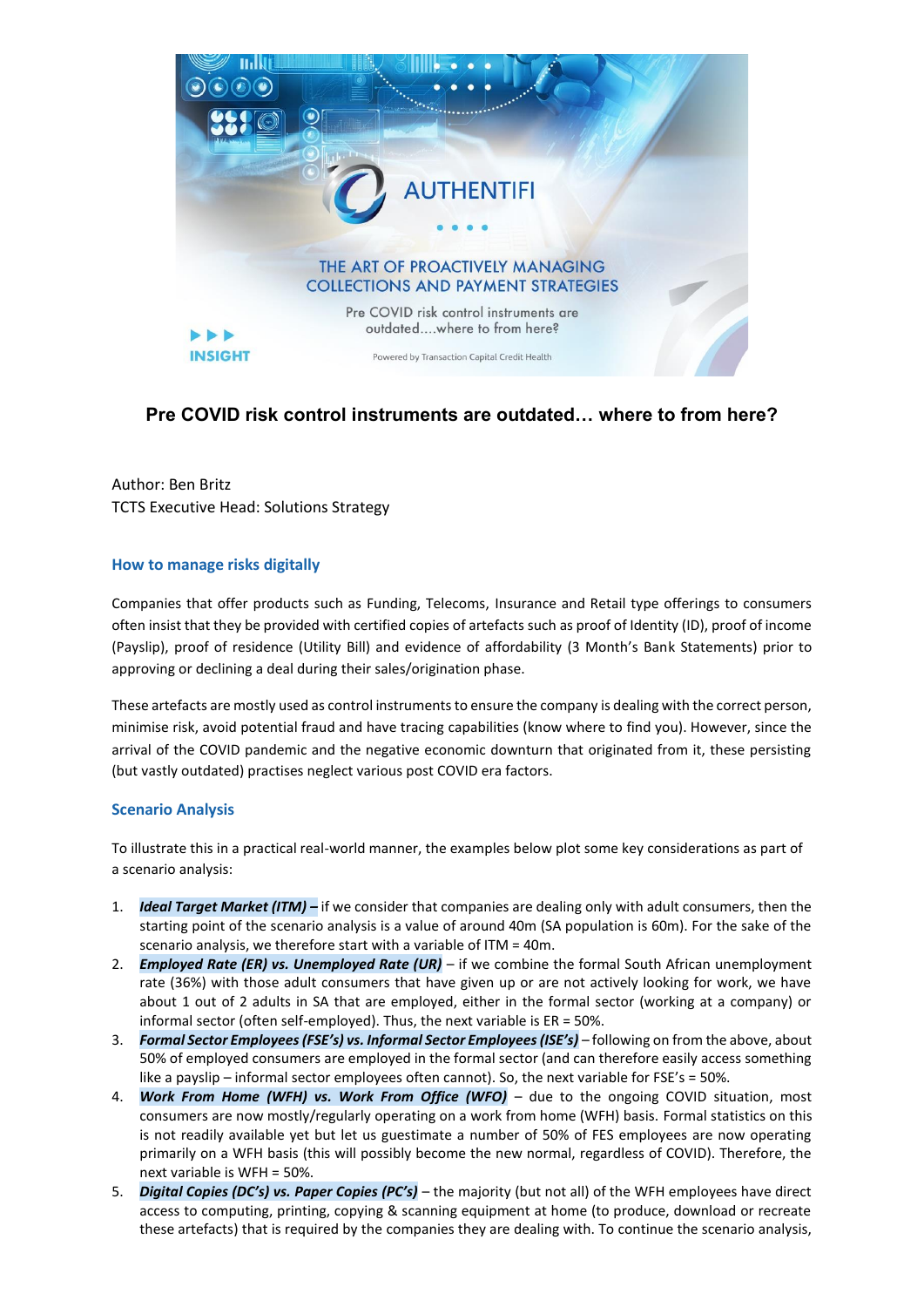# Pre COVID risk control instruments are outdated… where to from here?

Author: Ben Britz
TCTS Executive Head: Solutions Strategy

## How to manage risks digitally

Companies that offer products such as Funding, Telecoms, Insurance and Retail type offerings to consumers often insist that they be provided with certified copies of artefacts such as proof of Identity (ID), proof of income (Payslip), proof of residence (Utility Bill) and evidence of affordability (3 Month's Bank Statements) prior to approving or declining a deal during their sales/origination phase.

These artefacts are mostly used as control instruments to ensure the company is dealing with the correct person, minimise risk, avoid potential fraud and have tracing capabilities (know where to find you). However, since the arrival of the COVID pandemic and the negative economic downturn that originated from it, these persisting (but vastly outdated) practises neglect various post COVID era factors.

## Scenario Analysis

To illustrate this in a practical real-world manner, the examples below plot some key considerations as part of a scenario analysis:

1. ***Ideal Target Market (ITM) –*** if we consider that companies are dealing only with adult consumers, then the starting point of the scenario analysis is a value of around 40m (SA population is 60m). For the sake of the scenario analysis, we therefore start with a variable of ITM = 40m.
2. ***Employed Rate (ER) vs. Unemployed Rate (UR)*** – if we combine the formal South African unemployment rate (36%) with those adult consumers that have given up or are not actively looking for work, we have about 1 out of 2 adults in SA that are employed, either in the formal sector (working at a company) or informal sector (often self-employed). Thus, the next variable is ER = 50%.
3. ***Formal Sector Employees (FSE's) vs. Informal Sector Employees (ISE's)*** – following on from the above, about 50% of employed consumers are employed in the formal sector (and can therefore easily access something like a payslip – informal sector employees often cannot). So, the next variable for FSE's = 50%.
4. ***Work From Home (WFH) vs. Work From Office (WFO)*** – due to the ongoing COVID situation, most consumers are now mostly/regularly operating on a work from home (WFH) basis. Formal statistics on this is not readily available yet but let us guestimate a number of 50% of FES employees are now operating primarily on a WFH basis (this will possibly become the new normal, regardless of COVID). Therefore, the next variable is WFH = 50%.
5. ***Digital Copies (DC's) vs. Paper Copies (PC's)*** – the majority (but not all) of the WFH employees have direct access to computing, printing, copying & scanning equipment at home (to produce, download or recreate these artefacts) that is required by the companies they are dealing with. To continue the scenario analysis,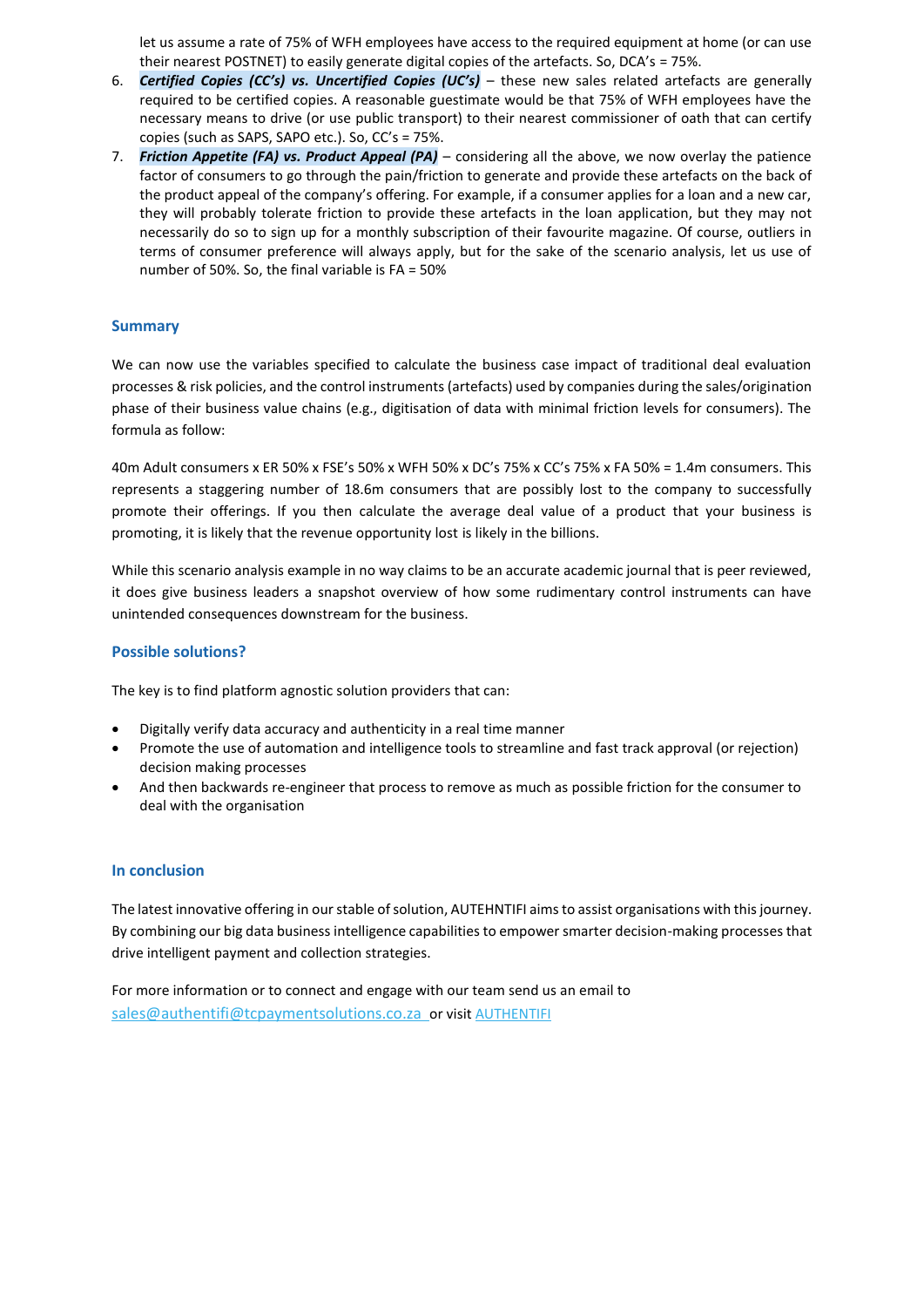let us assume a rate of 75% of WFH employees have access to the required equipment at home (or can use their nearest POSTNET) to easily generate digital copies of the artefacts. So, DCA's = 75%.

6. ***Certified Copies (CC's) vs. Uncertified Copies (UC's)*** – these new sales related artefacts are generally required to be certified copies. A reasonable guestimate would be that 75% of WFH employees have the necessary means to drive (or use public transport) to their nearest commissioner of oath that can certify copies (such as SAPS, SAPO etc.). So, CC's = 75%.
7. ***Friction Appetite (FA) vs. Product Appeal (PA)*** – considering all the above, we now overlay the patience factor of consumers to go through the pain/friction to generate and provide these artefacts on the back of the product appeal of the company's offering. For example, if a consumer applies for a loan and a new car, they will probably tolerate friction to provide these artefacts in the loan application, but they may not necessarily do so to sign up for a monthly subscription of their favourite magazine. Of course, outliers in terms of consumer preference will always apply, but for the sake of the scenario analysis, let us use of number of 50%. So, the final variable is FA = 50%

## Summary

We can now use the variables specified to calculate the business case impact of traditional deal evaluation processes & risk policies, and the control instruments (artefacts) used by companies during the sales/origination phase of their business value chains (e.g., digitisation of data with minimal friction levels for consumers). The formula as follow:

40m Adult consumers x ER 50% x FSE's 50% x WFH 50% x DC's 75% x CC's 75% x FA 50% = 1.4m consumers. This represents a staggering number of 18.6m consumers that are possibly lost to the company to successfully promote their offerings. If you then calculate the average deal value of a product that your business is promoting, it is likely that the revenue opportunity lost is likely in the billions.

While this scenario analysis example in no way claims to be an accurate academic journal that is peer reviewed, it does give business leaders a snapshot overview of how some rudimentary control instruments can have unintended consequences downstream for the business.

## Possible solutions?

The key is to find platform agnostic solution providers that can:

- Digitally verify data accuracy and authenticity in a real time manner
- Promote the use of automation and intelligence tools to streamline and fast track approval (or rejection) decision making processes
- And then backwards re-engineer that process to remove as much as possible friction for the consumer to deal with the organisation

## In conclusion

The latest innovative offering in our stable of solution, AUTEHNTIFI aims to assist organisations with this journey. By combining our big data business intelligence capabilities to empower smarter decision-making processes that drive intelligent payment and collection strategies.

For more information or to connect and engage with our team send us an email to sales@authentifi@tcpaymentsolutions.co.za or visit AUTHENTIFI